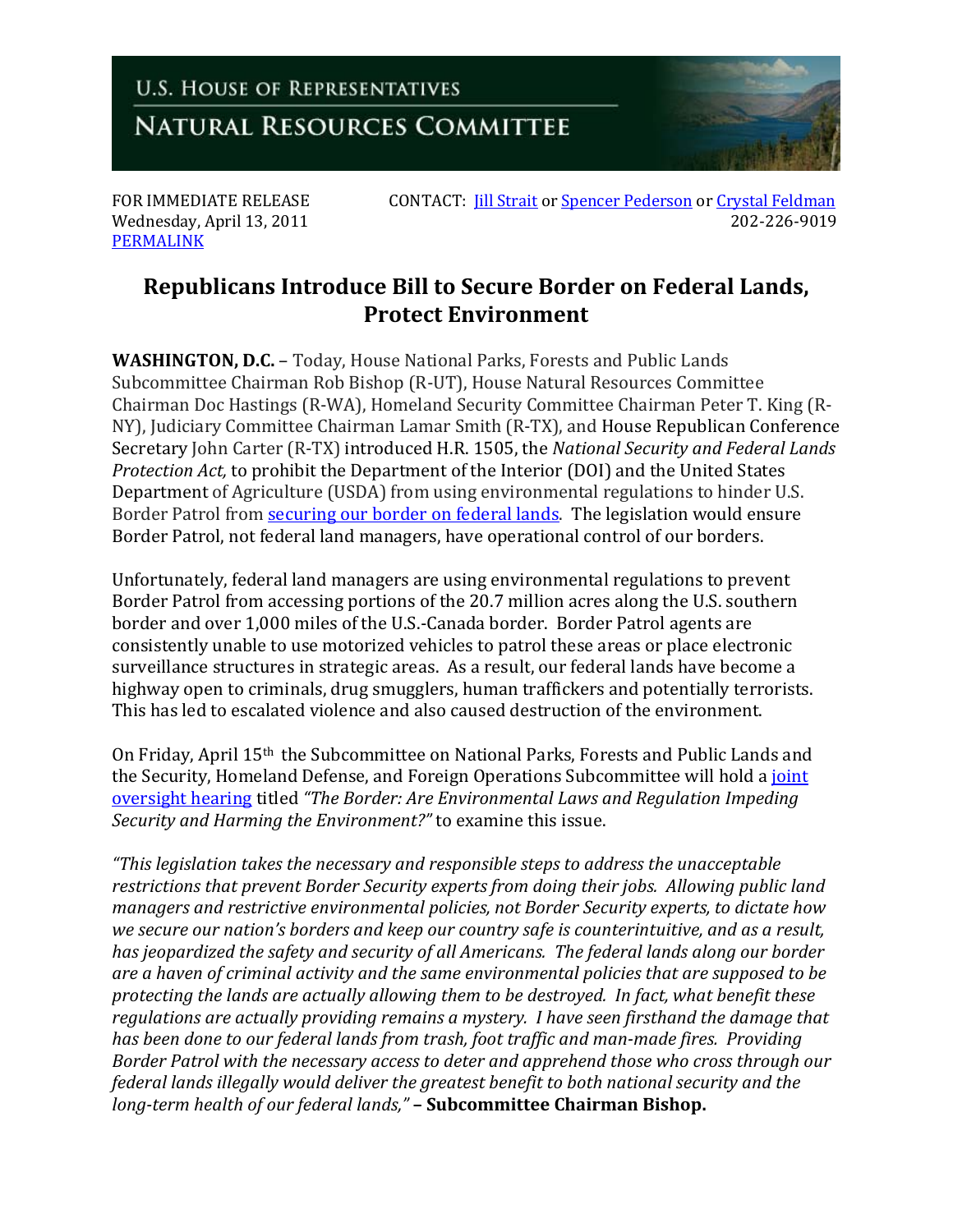U.S. HOUSE OF REPRESENTATIVES

NATURAL RESOURCES COMMITTEE

FOR IMMEDIATE RELEASE
Wednesday, April 13, 2011
PERMALINK

CONTACT: Jill Strait or Spencer Pederson or Crystal Feldman
202-226-9019

# Republicans Introduce Bill to Secure Border on Federal Lands, Protect Environment

**WASHINGTON, D.C.** – Today, House National Parks, Forests and Public Lands Subcommittee Chairman Rob Bishop (R-UT), House Natural Resources Committee Chairman Doc Hastings (R-WA), Homeland Security Committee Chairman Peter T. King (R-NY), Judiciary Committee Chairman Lamar Smith (R-TX), and House Republican Conference Secretary John Carter (R-TX) introduced H.R. 1505, the *National Security and Federal Lands Protection Act,* to prohibit the Department of the Interior (DOI) and the United States Department of Agriculture (USDA) from using environmental regulations to hinder U.S. Border Patrol from securing our border on federal lands. The legislation would ensure Border Patrol, not federal land managers, have operational control of our borders.

Unfortunately, federal land managers are using environmental regulations to prevent Border Patrol from accessing portions of the 20.7 million acres along the U.S. southern border and over 1,000 miles of the U.S.-Canada border. Border Patrol agents are consistently unable to use motorized vehicles to patrol these areas or place electronic surveillance structures in strategic areas. As a result, our federal lands have become a highway open to criminals, drug smugglers, human traffickers and potentially terrorists. This has led to escalated violence and also caused destruction of the environment.

On Friday, April 15th the Subcommittee on National Parks, Forests and Public Lands and the Security, Homeland Defense, and Foreign Operations Subcommittee will hold a joint oversight hearing titled *"The Border: Are Environmental Laws and Regulation Impeding Security and Harming the Environment?"* to examine this issue.

*"This legislation takes the necessary and responsible steps to address the unacceptable restrictions that prevent Border Security experts from doing their jobs. Allowing public land managers and restrictive environmental policies, not Border Security experts, to dictate how we secure our nation's borders and keep our country safe is counterintuitive, and as a result, has jeopardized the safety and security of all Americans. The federal lands along our border are a haven of criminal activity and the same environmental policies that are supposed to be protecting the lands are actually allowing them to be destroyed. In fact, what benefit these regulations are actually providing remains a mystery. I have seen firsthand the damage that has been done to our federal lands from trash, foot traffic and man-made fires. Providing Border Patrol with the necessary access to deter and apprehend those who cross through our federal lands illegally would deliver the greatest benefit to both national security and the long-term health of our federal lands,"* **– Subcommittee Chairman Bishop.**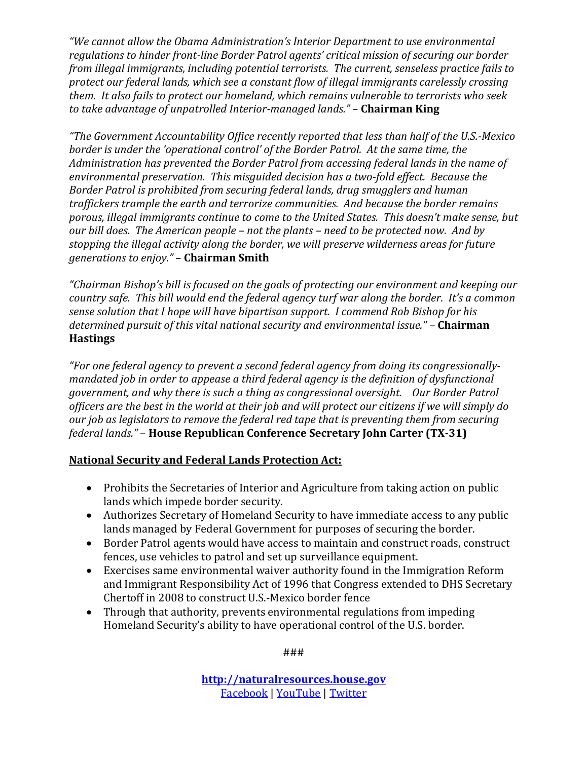*"We cannot allow the Obama Administration's Interior Department to use environmental regulations to hinder front-line Border Patrol agents' critical mission of securing our border from illegal immigrants, including potential terrorists. The current, senseless practice fails to protect our federal lands, which see a constant flow of illegal immigrants carelessly crossing them. It also fails to protect our homeland, which remains vulnerable to terrorists who seek to take advantage of unpatrolled Interior-managed lands."* – **Chairman King**

*"The Government Accountability Office recently reported that less than half of the U.S.-Mexico border is under the 'operational control' of the Border Patrol. At the same time, the Administration has prevented the Border Patrol from accessing federal lands in the name of environmental preservation. This misguided decision has a two-fold effect. Because the Border Patrol is prohibited from securing federal lands, drug smugglers and human traffickers trample the earth and terrorize communities. And because the border remains porous, illegal immigrants continue to come to the United States. This doesn't make sense, but our bill does. The American people – not the plants – need to be protected now. And by stopping the illegal activity along the border, we will preserve wilderness areas for future generations to enjoy."* – **Chairman Smith**

*"Chairman Bishop's bill is focused on the goals of protecting our environment and keeping our country safe. This bill would end the federal agency turf war along the border. It's a common sense solution that I hope will have bipartisan support. I commend Rob Bishop for his determined pursuit of this vital national security and environmental issue."* – **Chairman Hastings**

*"For one federal agency to prevent a second federal agency from doing its congressionally-mandated job in order to appease a third federal agency is the definition of dysfunctional government, and why there is such a thing as congressional oversight. Our Border Patrol officers are the best in the world at their job and will protect our citizens if we will simply do our job as legislators to remove the federal red tape that is preventing them from securing federal lands."* – **House Republican Conference Secretary John Carter (TX-31)**

**<u>National Security and Federal Lands Protection Act:</u>**

- Prohibits the Secretaries of Interior and Agriculture from taking action on public lands which impede border security.
- Authorizes Secretary of Homeland Security to have immediate access to any public lands managed by Federal Government for purposes of securing the border.
- Border Patrol agents would have access to maintain and construct roads, construct fences, use vehicles to patrol and set up surveillance equipment.
- Exercises same environmental waiver authority found in the Immigration Reform and Immigrant Responsibility Act of 1996 that Congress extended to DHS Secretary Chertoff in 2008 to construct U.S.-Mexico border fence
- Through that authority, prevents environmental regulations from impeding Homeland Security's ability to have operational control of the U.S. border.

###

**http://naturalresources.house.gov**
Facebook | YouTube | Twitter